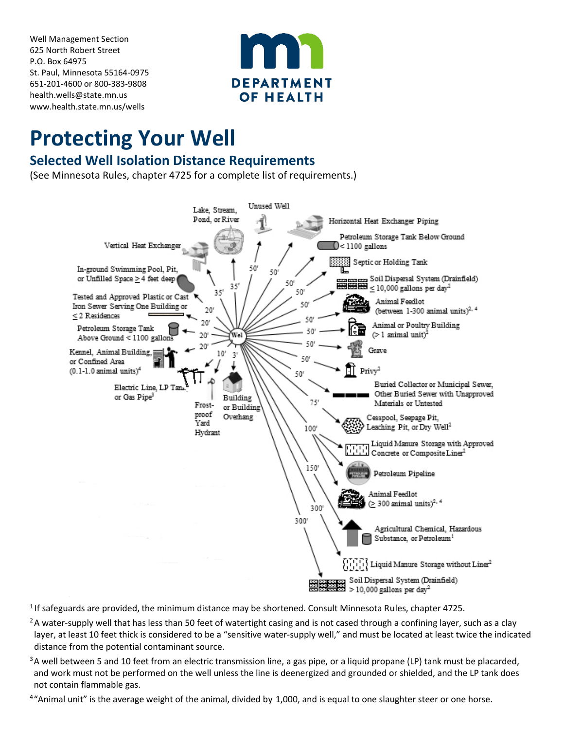Well Management Section
625 North Robert Street
P.O. Box 64975
St. Paul, Minnesota 55164-0975
651-201-4600 or 800-383-9808
health.wells@state.mn.us
www.health.state.mn.us/wells

# Protecting Your Well

## Selected Well Isolation Distance Requirements

(See Minnesota Rules, chapter 4725 for a complete list of requirements.)

- Lake, Stream, Pond, or River — 35'
- Unused Well — 50'
- Horizontal Heat Exchanger Piping — 50'
- Petroleum Storage Tank Below Ground < 1100 gallons — 50'
- Septic or Holding Tank — 50'
- Soil Dispersal System (Drainfield) ≤ 10,000 gallons per day[2] — 50'
- Animal Feedlot (between 1-300 animal units)[2, 4] — 50'
- Animal or Poultry Building (> 1 animal unit)[2] — 50'
- Grave — 50'
- Privy[2] — 50'
- Buried Collector or Municipal Sewer, Other Buried Sewer with Unapproved Materials or Untested — 50'
- Cesspool, Seepage Pit, Leaching Pit, or Dry Well[2] — 75'
- Liquid Manure Storage with Approved Concrete or Composite Liner[2] — 100'
- Petroleum Pipeline — 100'
- Animal Feedlot (≥ 300 animal units)[2, 4] — 150'
- Agricultural Chemical, Hazardous Substance, or Petroleum[1] — 150'
- Liquid Manure Storage without Liner[2] — 300'
- Soil Dispersal System (Drainfield) > 10,000 gallons per day[2] — 300'
- Vertical Heat Exchanger — 35'
- In-ground Swimming Pool, Pit, or Unfilled Space ≥ 4 feet deep — 20'
- Tested and Approved Plastic or Cast Iron Sewer Serving One Building or ≤ 2 Residences — 20'
- Petroleum Storage Tank Above Ground < 1100 gallons — 20'
- Kennel, Animal Building, or Confined Area (0.1-1.0 animal units)[4] — 20'
- Electric Line, LP Tank, or Gas Pipe[3] — 10'
- Frost-proof Yard Hydrant
- Building or Building Overhang — 3'

[1] If safeguards are provided, the minimum distance may be shortened. Consult Minnesota Rules, chapter 4725.

[2] A water-supply well that has less than 50 feet of watertight casing and is not cased through a confining layer, such as a clay layer, at least 10 feet thick is considered to be a "sensitive water-supply well," and must be located at least twice the indicated distance from the potential contaminant source.

[3] A well between 5 and 10 feet from an electric transmission line, a gas pipe, or a liquid propane (LP) tank must be placarded, and work must not be performed on the well unless the line is deenergized and grounded or shielded, and the LP tank does not contain flammable gas.

[4] "Animal unit" is the average weight of the animal, divided by 1,000, and is equal to one slaughter steer or one horse.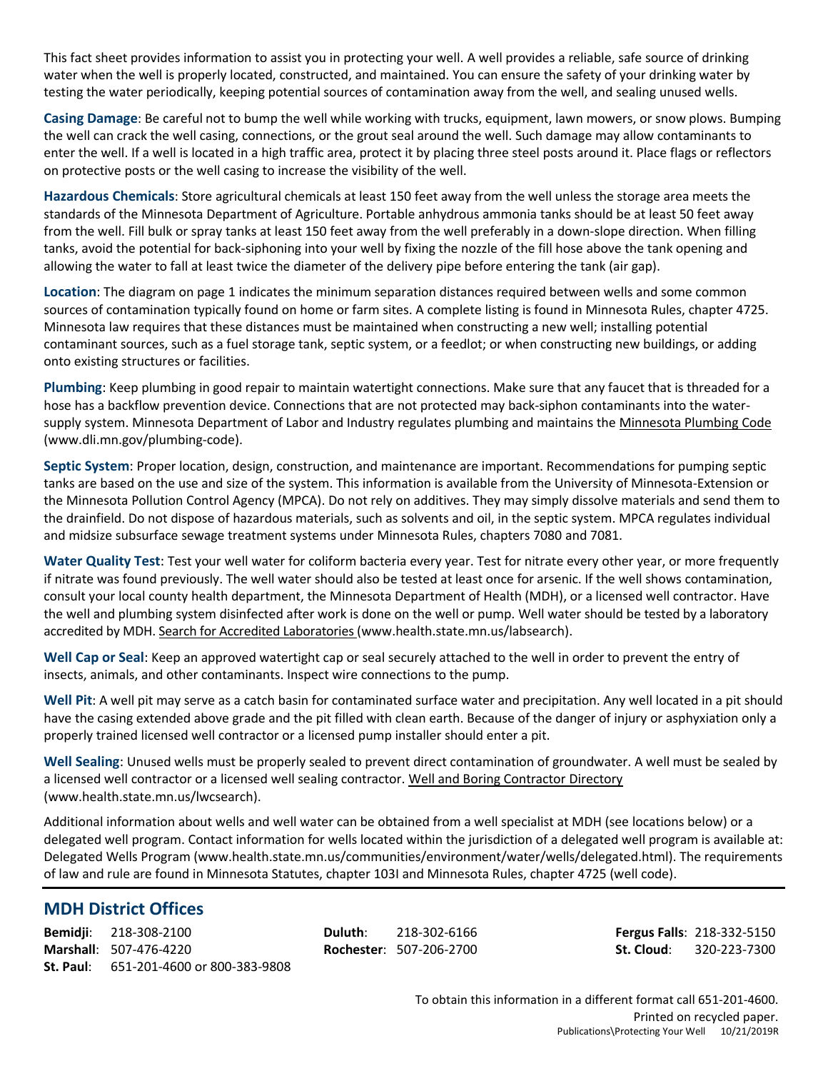This fact sheet provides information to assist you in protecting your well. A well provides a reliable, safe source of drinking water when the well is properly located, constructed, and maintained. You can ensure the safety of your drinking water by testing the water periodically, keeping potential sources of contamination away from the well, and sealing unused wells.

**Casing Damage**: Be careful not to bump the well while working with trucks, equipment, lawn mowers, or snow plows. Bumping the well can crack the well casing, connections, or the grout seal around the well. Such damage may allow contaminants to enter the well. If a well is located in a high traffic area, protect it by placing three steel posts around it. Place flags or reflectors on protective posts or the well casing to increase the visibility of the well.

**Hazardous Chemicals**: Store agricultural chemicals at least 150 feet away from the well unless the storage area meets the standards of the Minnesota Department of Agriculture. Portable anhydrous ammonia tanks should be at least 50 feet away from the well. Fill bulk or spray tanks at least 150 feet away from the well preferably in a down-slope direction. When filling tanks, avoid the potential for back-siphoning into your well by fixing the nozzle of the fill hose above the tank opening and allowing the water to fall at least twice the diameter of the delivery pipe before entering the tank (air gap).

**Location**: The diagram on page 1 indicates the minimum separation distances required between wells and some common sources of contamination typically found on home or farm sites. A complete listing is found in Minnesota Rules, chapter 4725. Minnesota law requires that these distances must be maintained when constructing a new well; installing potential contaminant sources, such as a fuel storage tank, septic system, or a feedlot; or when constructing new buildings, or adding onto existing structures or facilities.

**Plumbing**: Keep plumbing in good repair to maintain watertight connections. Make sure that any faucet that is threaded for a hose has a backflow prevention device. Connections that are not protected may back-siphon contaminants into the water-supply system. Minnesota Department of Labor and Industry regulates plumbing and maintains the Minnesota Plumbing Code (www.dli.mn.gov/plumbing-code).

**Septic System**: Proper location, design, construction, and maintenance are important. Recommendations for pumping septic tanks are based on the use and size of the system. This information is available from the University of Minnesota-Extension or the Minnesota Pollution Control Agency (MPCA). Do not rely on additives. They may simply dissolve materials and send them to the drainfield. Do not dispose of hazardous materials, such as solvents and oil, in the septic system. MPCA regulates individual and midsize subsurface sewage treatment systems under Minnesota Rules, chapters 7080 and 7081.

**Water Quality Test**: Test your well water for coliform bacteria every year. Test for nitrate every other year, or more frequently if nitrate was found previously. The well water should also be tested at least once for arsenic. If the well shows contamination, consult your local county health department, the Minnesota Department of Health (MDH), or a licensed well contractor. Have the well and plumbing system disinfected after work is done on the well or pump. Well water should be tested by a laboratory accredited by MDH. Search for Accredited Laboratories (www.health.state.mn.us/labsearch).

**Well Cap or Seal**: Keep an approved watertight cap or seal securely attached to the well in order to prevent the entry of insects, animals, and other contaminants. Inspect wire connections to the pump.

**Well Pit**: A well pit may serve as a catch basin for contaminated surface water and precipitation. Any well located in a pit should have the casing extended above grade and the pit filled with clean earth. Because of the danger of injury or asphyxiation only a properly trained licensed well contractor or a licensed pump installer should enter a pit.

**Well Sealing**: Unused wells must be properly sealed to prevent direct contamination of groundwater. A well must be sealed by a licensed well contractor or a licensed well sealing contractor. Well and Boring Contractor Directory (www.health.state.mn.us/lwcsearch).

Additional information about wells and well water can be obtained from a well specialist at MDH (see locations below) or a delegated well program. Contact information for wells located within the jurisdiction of a delegated well program is available at: Delegated Wells Program (www.health.state.mn.us/communities/environment/water/wells/delegated.html). The requirements of law and rule are found in Minnesota Statutes, chapter 103I and Minnesota Rules, chapter 4725 (well code).

## MDH District Offices

**Bemidji**: 218-308-2100
**Duluth**: 218-302-6166
**Fergus Falls**: 218-332-5150
**Marshall**: 507-476-4220
**Rochester**: 507-206-2700
**St. Cloud**: 320-223-7300
**St. Paul**: 651-201-4600 or 800-383-9808

To obtain this information in a different format call 651-201-4600.
Printed on recycled paper.
Publications\Protecting Your Well 10/21/2019R